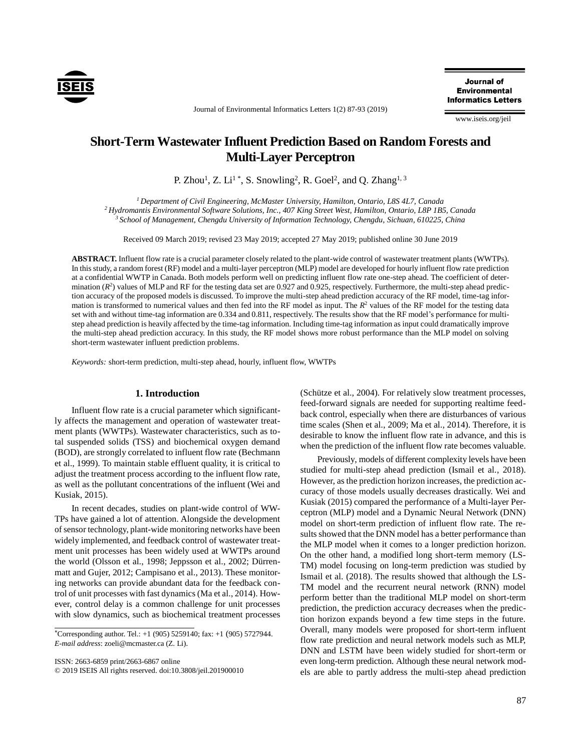# Short-Term Wastewater Influent Prediction Based on Random Forests and Multi-Layer Perceptron

P. Zhou[1], Z. Li[1 *], S. Snowling[2], R. Goel[2], and Q. Zhang[1, 3]

[1] *Department of Civil Engineering, McMaster University, Hamilton, Ontario, L8S 4L7, Canada*
[2] *Hydromantis Environmental Software Solutions, Inc., 407 King Street West, Hamilton, Ontario, L8P 1B5, Canada*
[3] *School of Management, Chengdu University of Information Technology, Chengdu, Sichuan, 610225, China*

Received 09 March 2019; revised 23 May 2019; accepted 27 May 2019; published online 30 June 2019

**ABSTRACT.** Influent flow rate is a crucial parameter closely related to the plant-wide control of wastewater treatment plants (WWTPs). In this study, a random forest (RF) model and a multi-layer perceptron (MLP) model are developed for hourly influent flow rate prediction at a confidential WWTP in Canada. Both models perform well on predicting influent flow rate one-step ahead. The coefficient of determination ($R^2$) values of MLP and RF for the testing data set are 0.927 and 0.925, respectively. Furthermore, the multi-step ahead prediction accuracy of the proposed models is discussed. To improve the multi-step ahead prediction accuracy of the RF model, time-tag information is transformed to numerical values and then fed into the RF model as input. The $R^2$ values of the RF model for the testing data set with and without time-tag information are 0.334 and 0.811, respectively. The results show that the RF model's performance for multi-step ahead prediction is heavily affected by the time-tag information. Including time-tag information as input could dramatically improve the multi-step ahead prediction accuracy. In this study, the RF model shows more robust performance than the MLP model on solving short-term wastewater influent prediction problems.

*Keywords:* short-term prediction, multi-step ahead, hourly, influent flow, WWTPs

## 1. Introduction

Influent flow rate is a crucial parameter which significantly affects the management and operation of wastewater treatment plants (WWTPs). Wastewater characteristics, such as total suspended solids (TSS) and biochemical oxygen demand (BOD), are strongly correlated to influent flow rate (Bechmann et al., 1999). To maintain stable effluent quality, it is critical to adjust the treatment process according to the influent flow rate, as well as the pollutant concentrations of the influent (Wei and Kusiak, 2015).

In recent decades, studies on plant-wide control of WWTPs have gained a lot of attention. Alongside the development of sensor technology, plant-wide monitoring networks have been widely implemented, and feedback control of wastewater treatment unit processes has been widely used at WWTPs around the world (Olsson et al., 1998; Jeppsson et al., 2002; Dürrenmatt and Gujer, 2012; Campisano et al., 2013). These monitoring networks can provide abundant data for the feedback control of unit processes with fast dynamics (Ma et al., 2014). However, control delay is a common challenge for unit processes with slow dynamics, such as biochemical treatment processes (Schütze et al., 2004). For relatively slow treatment processes, feed-forward signals are needed for supporting realtime feedback control, especially when there are disturbances of various time scales (Shen et al., 2009; Ma et al., 2014). Therefore, it is desirable to know the influent flow rate in advance, and this is when the prediction of the influent flow rate becomes valuable.

Previously, models of different complexity levels have been studied for multi-step ahead prediction (Ismail et al., 2018). However, as the prediction horizon increases, the prediction accuracy of those models usually decreases drastically. Wei and Kusiak (2015) compared the performance of a Multi-layer Perceptron (MLP) model and a Dynamic Neural Network (DNN) model on short-term prediction of influent flow rate. The results showed that the DNN model has a better performance than the MLP model when it comes to a longer prediction horizon. On the other hand, a modified long short-term memory (LSTM) model focusing on long-term prediction was studied by Ismail et al. (2018). The results showed that although the LSTM model and the recurrent neural network (RNN) model perform better than the traditional MLP model on short-term prediction, the prediction accuracy decreases when the prediction horizon expands beyond a few time steps in the future. Overall, many models were proposed for short-term influent flow rate prediction and neural network models such as MLP, DNN and LSTM have been widely studied for short-term or even long-term prediction. Although these neural network models are able to partly address the multi-step ahead prediction

---

*Corresponding author. Tel.: +1 (905) 5259140; fax: +1 (905) 5727944.
*E-mail address*: zoeli@mcmaster.ca (Z. Li).

ISSN: 2663-6859 print/2663-6867 online
© 2019 ISEIS All rights reserved. doi:10.3808/jeil.201900010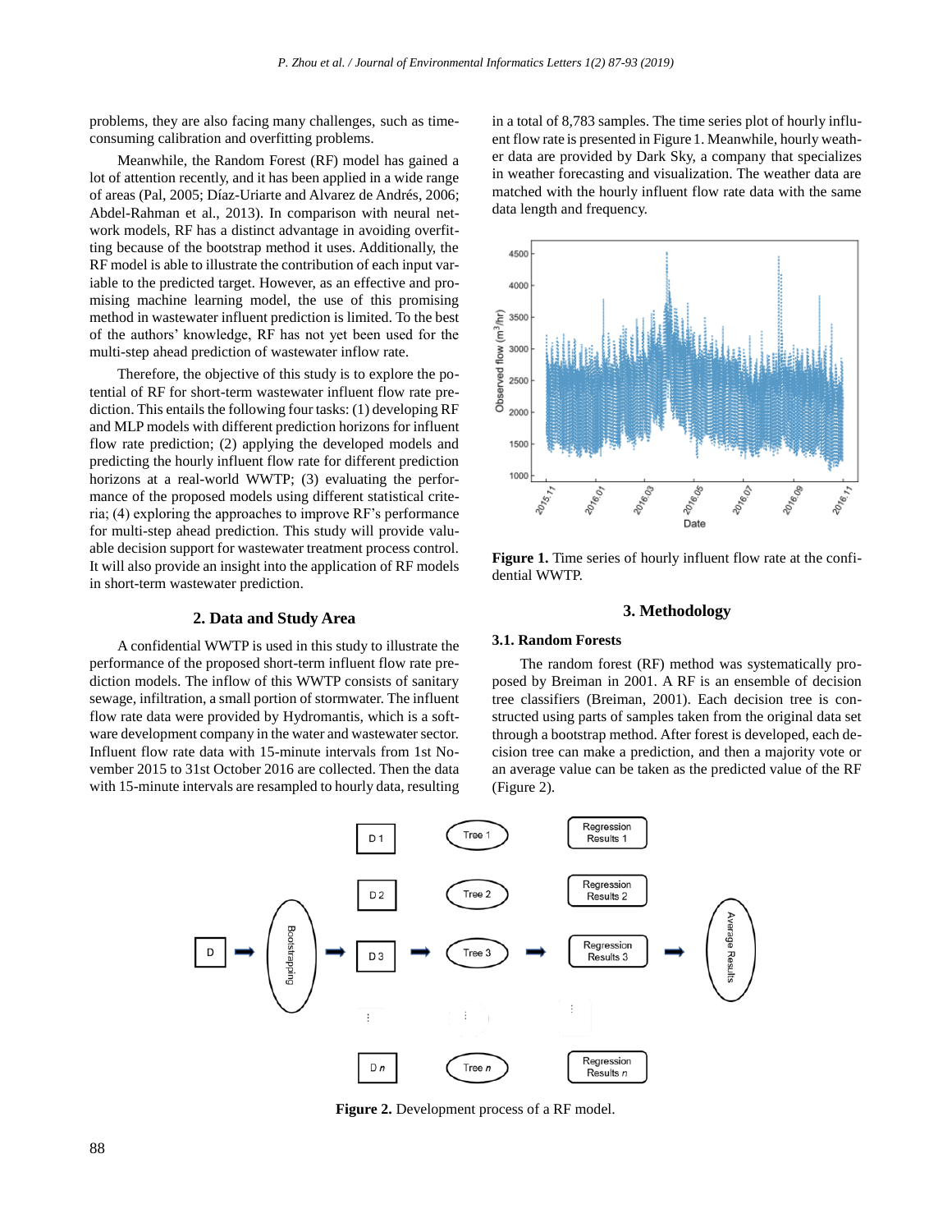problems, they are also facing many challenges, such as time-consuming calibration and overfitting problems.

Meanwhile, the Random Forest (RF) model has gained a lot of attention recently, and it has been applied in a wide range of areas (Pal, 2005; Díaz-Uriarte and Alvarez de Andrés, 2006; Abdel-Rahman et al., 2013). In comparison with neural network models, RF has a distinct advantage in avoiding overfitting because of the bootstrap method it uses. Additionally, the RF model is able to illustrate the contribution of each input variable to the predicted target. However, as an effective and promising machine learning model, the use of this promising method in wastewater influent prediction is limited. To the best of the authors' knowledge, RF has not yet been used for the multi-step ahead prediction of wastewater inflow rate.

Therefore, the objective of this study is to explore the potential of RF for short-term wastewater influent flow rate prediction. This entails the following four tasks: (1) developing RF and MLP models with different prediction horizons for influent flow rate prediction; (2) applying the developed models and predicting the hourly influent flow rate for different prediction horizons at a real-world WWTP; (3) evaluating the performance of the proposed models using different statistical criteria; (4) exploring the approaches to improve RF's performance for multi-step ahead prediction. This study will provide valuable decision support for wastewater treatment process control. It will also provide an insight into the application of RF models in short-term wastewater prediction.

## 2. Data and Study Area

A confidential WWTP is used in this study to illustrate the performance of the proposed short-term influent flow rate prediction models. The inflow of this WWTP consists of sanitary sewage, infiltration, a small portion of stormwater. The influent flow rate data were provided by Hydromantis, which is a software development company in the water and wastewater sector. Influent flow rate data with 15-minute intervals from 1st November 2015 to 31st October 2016 are collected. Then the data with 15-minute intervals are resampled to hourly data, resulting in a total of 8,783 samples. The time series plot of hourly influent flow rate is presented in Figure 1. Meanwhile, hourly weather data are provided by Dark Sky, a company that specializes in weather forecasting and visualization. The weather data are matched with the hourly influent flow rate data with the same data length and frequency.

**Figure 1.** Time series of hourly influent flow rate at the confidential WWTP.

## 3. Methodology

### 3.1. Random Forests

The random forest (RF) method was systematically proposed by Breiman in 2001. A RF is an ensemble of decision tree classifiers (Breiman, 2001). Each decision tree is constructed using parts of samples taken from the original data set through a bootstrap method. After forest is developed, each decision tree can make a prediction, and then a majority vote or an average value can be taken as the predicted value of the RF (Figure 2).

**Figure 2.** Development process of a RF model.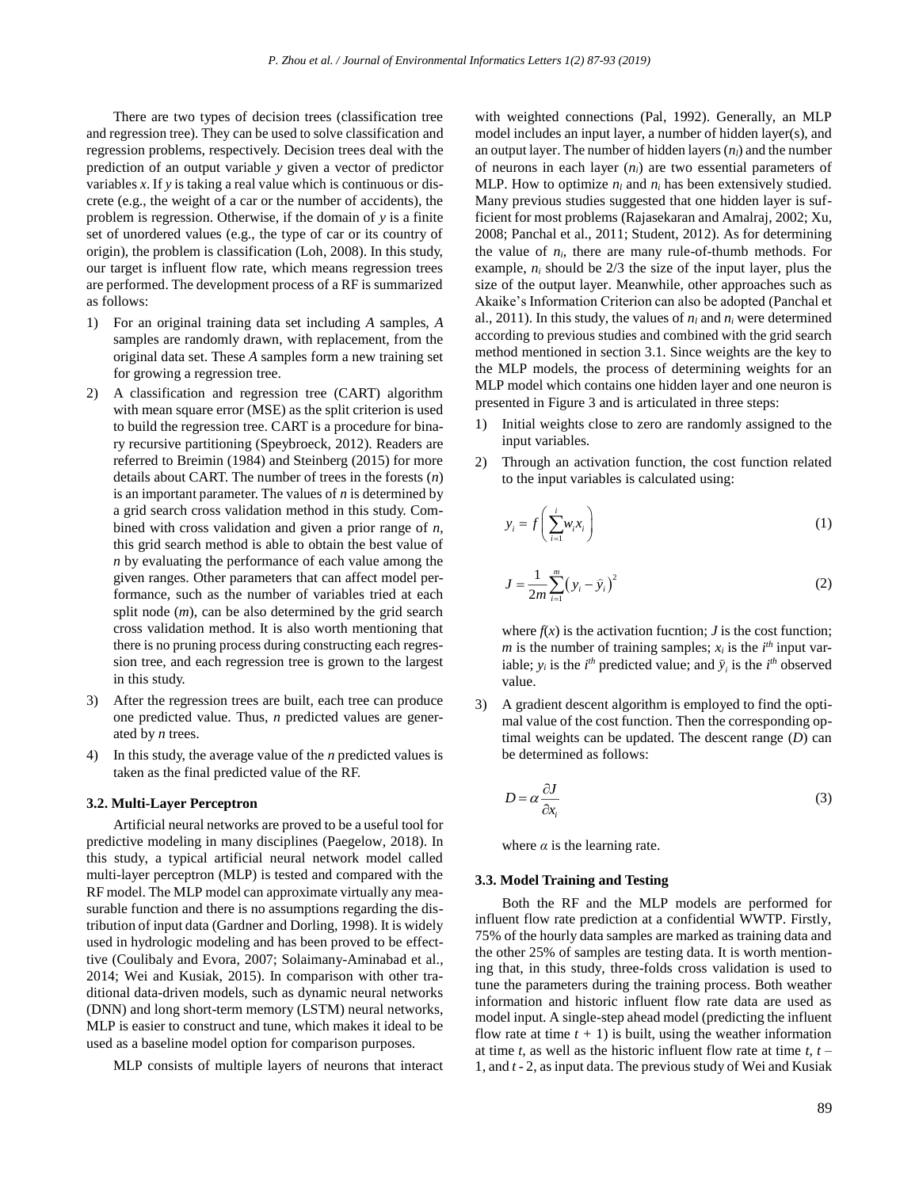There are two types of decision trees (classification tree and regression tree). They can be used to solve classification and regression problems, respectively. Decision trees deal with the prediction of an output variable $y$ given a vector of predictor variables $x$. If $y$ is taking a real value which is continuous or discrete (e.g., the weight of a car or the number of accidents), the problem is regression. Otherwise, if the domain of $y$ is a finite set of unordered values (e.g., the type of car or its country of origin), the problem is classification (Loh, 2008). In this study, our target is influent flow rate, which means regression trees are performed. The development process of a RF is summarized as follows:

1) For an original training data set including $A$ samples, $A$ samples are randomly drawn, with replacement, from the original data set. These $A$ samples form a new training set for growing a regression tree.
2) A classification and regression tree (CART) algorithm with mean square error (MSE) as the split criterion is used to build the regression tree. CART is a procedure for binary recursive partitioning (Speybroeck, 2012). Readers are referred to Breimin (1984) and Steinberg (2015) for more details about CART. The number of trees in the forests ($n$) is an important parameter. The values of $n$ is determined by a grid search cross validation method in this study. Combined with cross validation and given a prior range of $n$, this grid search method is able to obtain the best value of $n$ by evaluating the performance of each value among the given ranges. Other parameters that can affect model performance, such as the number of variables tried at each split node ($m$), can be also determined by the grid search cross validation method. It is also worth mentioning that there is no pruning process during constructing each regression tree, and each regression tree is grown to the largest in this study.
3) After the regression trees are built, each tree can produce one predicted value. Thus, $n$ predicted values are generated by $n$ trees.
4) In this study, the average value of the $n$ predicted values is taken as the final predicted value of the RF.

### 3.2. Multi-Layer Perceptron

Artificial neural networks are proved to be a useful tool for predictive modeling in many disciplines (Paegelow, 2018). In this study, a typical artificial neural network model called multi-layer perceptron (MLP) is tested and compared with the RF model. The MLP model can approximate virtually any measurable function and there is no assumptions regarding the distribution of input data (Gardner and Dorling, 1998). It is widely used in hydrologic modeling and has been proved to be effecttive (Coulibaly and Evora, 2007; Solaimany-Aminabad et al., 2014; Wei and Kusiak, 2015). In comparison with other traditional data-driven models, such as dynamic neural networks (DNN) and long short-term memory (LSTM) neural networks, MLP is easier to construct and tune, which makes it ideal to be used as a baseline model option for comparison purposes.

MLP consists of multiple layers of neurons that interact with weighted connections (Pal, 1992). Generally, an MLP model includes an input layer, a number of hidden layer(s), and an output layer. The number of hidden layers ($n_l$) and the number of neurons in each layer ($n_i$) are two essential parameters of MLP. How to optimize $n_l$ and $n_i$ has been extensively studied. Many previous studies suggested that one hidden layer is sufficient for most problems (Rajasekaran and Amalraj, 2002; Xu, 2008; Panchal et al., 2011; Student, 2012). As for determining the value of $n_i$, there are many rule-of-thumb methods. For example, $n_i$ should be 2/3 the size of the input layer, plus the size of the output layer. Meanwhile, other approaches such as Akaike's Information Criterion can also be adopted (Panchal et al., 2011). In this study, the values of $n_l$ and $n_i$ were determined according to previous studies and combined with the grid search method mentioned in section 3.1. Since weights are the key to the MLP models, the process of determining weights for an MLP model which contains one hidden layer and one neuron is presented in Figure 3 and is articulated in three steps:

1) Initial weights close to zero are randomly assigned to the input variables.
2) Through an activation function, the cost function related to the input variables is calculated using:

$$y_i = f\left(\sum_{i=1}^{i} w_i x_i\right) \tag{1}$$

$$J = \frac{1}{2m}\sum_{i=1}^{m}\left(y_i - \bar{y}_i\right)^2 \tag{2}$$

where $f(x)$ is the activation fucntion; $J$ is the cost function; $m$ is the number of training samples; $x_i$ is the $i^{th}$ input variable; $y_i$ is the $i^{th}$ predicted value; and $\bar{y}_i$ is the $i^{th}$ observed value.

3) A gradient descent algorithm is employed to find the optimal value of the cost function. Then the corresponding optimal weights can be updated. The descent range ($D$) can be determined as follows:

$$D = \alpha\frac{\partial J}{\partial x_i} \tag{3}$$

where $\alpha$ is the learning rate.

### 3.3. Model Training and Testing

Both the RF and the MLP models are performed for influent flow rate prediction at a confidential WWTP. Firstly, 75% of the hourly data samples are marked as training data and the other 25% of samples are testing data. It is worth mentioning that, in this study, three-folds cross validation is used to tune the parameters during the training process. Both weather information and historic influent flow rate data are used as model input. A single-step ahead model (predicting the influent flow rate at time $t + 1$) is built, using the weather information at time $t$, as well as the historic influent flow rate at time $t$, $t - 1$, and $t - 2$, as input data. The previous study of Wei and Kusiak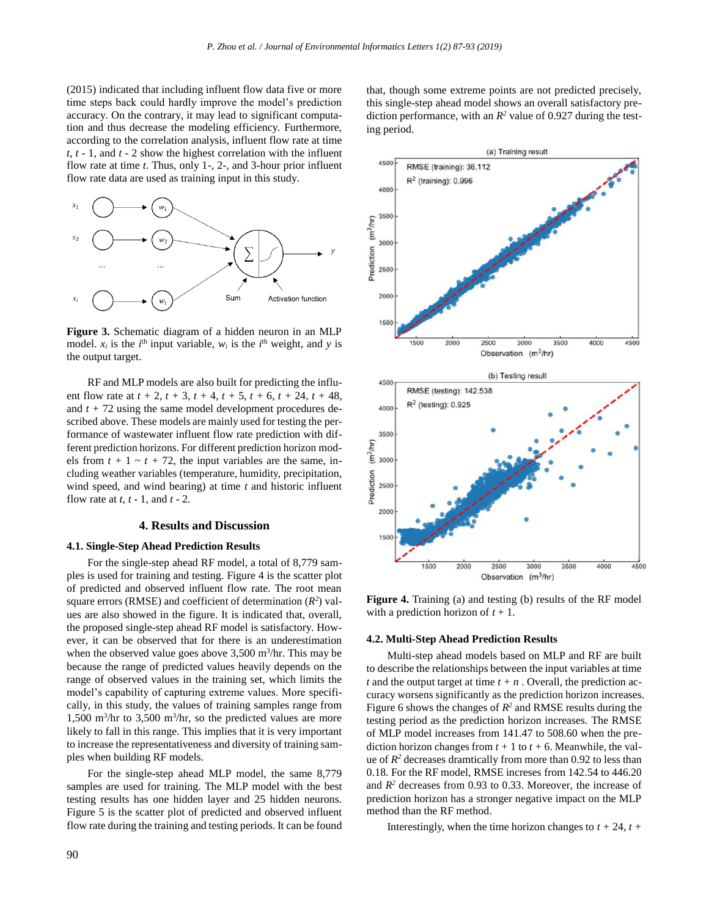(2015) indicated that including influent flow data five or more time steps back could hardly improve the model's prediction accuracy. On the contrary, it may lead to significant computation and thus decrease the modeling efficiency. Furthermore, according to the correlation analysis, influent flow rate at time $t$, $t$ - 1, and $t$ - 2 show the highest correlation with the influent flow rate at time $t$. Thus, only 1-, 2-, and 3-hour prior influent flow rate data are used as training input in this study.

**Figure 3.** Schematic diagram of a hidden neuron in an MLP model. $x_i$ is the $i^{th}$ input variable, $w_i$ is the $i^{th}$ weight, and $y$ is the output target.

RF and MLP models are also built for predicting the influent flow rate at $t$ + 2, $t$ + 3, $t$ + 4, $t$ + 5, $t$ + 6, $t$ + 24, $t$ + 48, and $t$ + 72 using the same model development procedures described above. These models are mainly used for testing the performance of wastewater influent flow rate prediction with different prediction horizons. For different prediction horizon models from $t$ + 1 ~ $t$ + 72, the input variables are the same, including weather variables (temperature, humidity, precipitation, wind speed, and wind bearing) at time $t$ and historic influent flow rate at $t$, $t$ - 1, and $t$ - 2.

## 4. Results and Discussion

### 4.1. Single-Step Ahead Prediction Results

For the single-step ahead RF model, a total of 8,779 samples is used for training and testing. Figure 4 is the scatter plot of predicted and observed influent flow rate. The root mean square errors (RMSE) and coefficient of determination ($R^2$) values are also showed in the figure. It is indicated that, overall, the proposed single-step ahead RF model is satisfactory. However, it can be observed that for there is an underestimation when the observed value goes above 3,500 $m^3$/hr. This may be because the range of predicted values heavily depends on the range of observed values in the training set, which limits the model's capability of capturing extreme values. More specifically, in this study, the values of training samples range from 1,500 $m^3$/hr to 3,500 $m^3$/hr, so the predicted values are more likely to fall in this range. This implies that it is very important to increase the representativeness and diversity of training samples when building RF models.

For the single-step ahead MLP model, the same 8,779 samples are used for training. The MLP model with the best testing results has one hidden layer and 25 hidden neurons. Figure 5 is the scatter plot of predicted and observed influent flow rate during the training and testing periods. It can be found that, though some extreme points are not predicted precisely, this single-step ahead model shows an overall satisfactory prediction performance, with an $R^2$ value of 0.927 during the testing period.

**Figure 4.** Training (a) and testing (b) results of the RF model with a prediction horizon of $t$ + 1.

### 4.2. Multi-Step Ahead Prediction Results

Multi-step ahead models based on MLP and RF are built to describe the relationships between the input variables at time $t$ and the output target at time $t$ + $n$ . Overall, the prediction accuracy worsens significantly as the prediction horizon increases. Figure 6 shows the changes of $R^2$ and RMSE results during the testing period as the prediction horizon increases. The RMSE of MLP model increases from 141.47 to 508.60 when the prediction horizon changes from $t$ + 1 to $t$ + 6. Meanwhile, the value of $R^2$ decreases dramtically from more than 0.92 to less than 0.18. For the RF model, RMSE increses from 142.54 to 446.20 and $R^2$ decreases from 0.93 to 0.33. Moreover, the increase of prediction horizon has a stronger negative impact on the MLP method than the RF method.

Interestingly, when the time horizon changes to $t$ + 24, $t$ +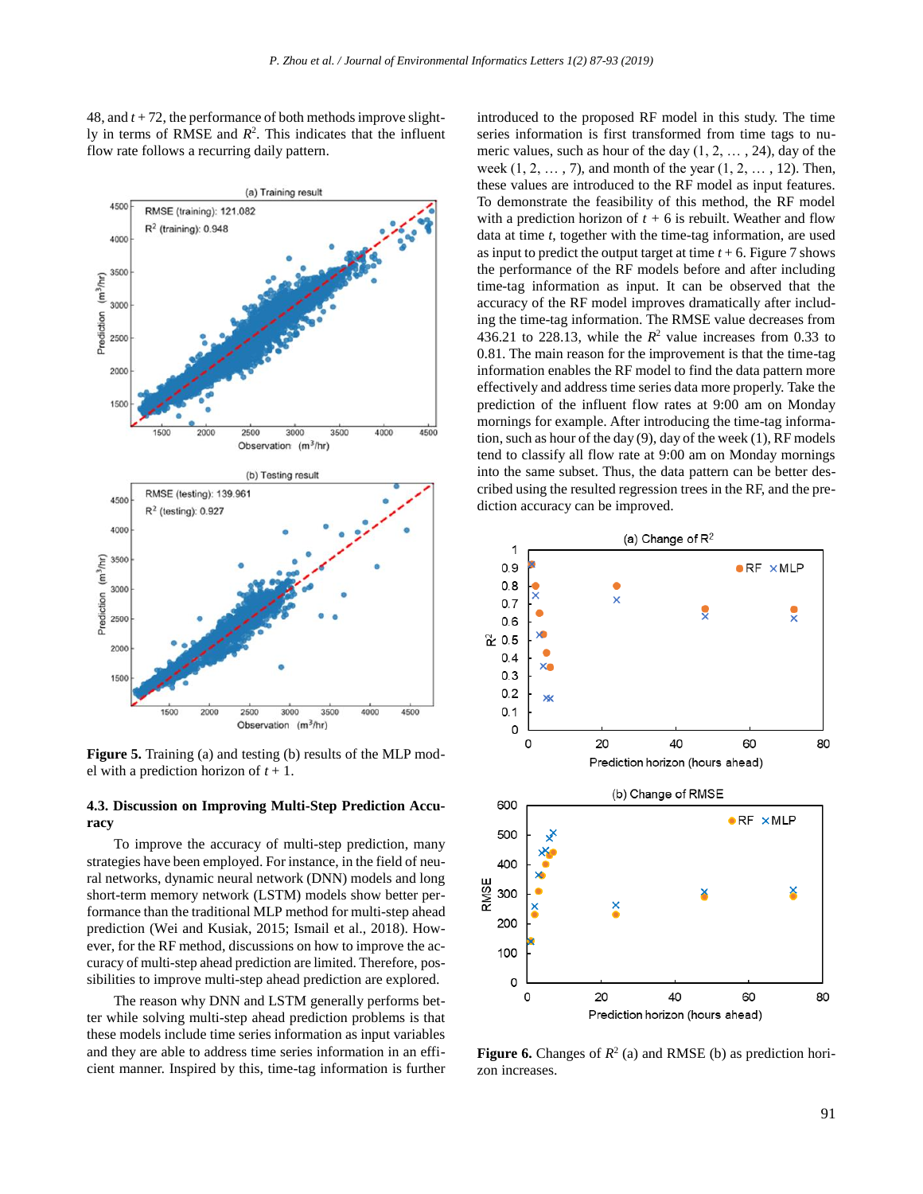48, and $t + 72$, the performance of both methods improve slightly in terms of RMSE and $R^2$. This indicates that the influent flow rate follows a recurring daily pattern.

**Figure 5.** Training (a) and testing (b) results of the MLP model with a prediction horizon of $t + 1$.

### 4.3. Discussion on Improving Multi-Step Prediction Accuracy

To improve the accuracy of multi-step prediction, many strategies have been employed. For instance, in the field of neural networks, dynamic neural network (DNN) models and long short-term memory network (LSTM) models show better performance than the traditional MLP method for multi-step ahead prediction (Wei and Kusiak, 2015; Ismail et al., 2018). However, for the RF method, discussions on how to improve the accuracy of multi-step ahead prediction are limited. Therefore, possibilities to improve multi-step ahead prediction are explored.

The reason why DNN and LSTM generally performs better while solving multi-step ahead prediction problems is that these models include time series information as input variables and they are able to address time series information in an efficient manner. Inspired by this, time-tag information is further introduced to the proposed RF model in this study. The time series information is first transformed from time tags to numeric values, such as hour of the day (1, 2, … , 24), day of the week (1, 2, … , 7), and month of the year (1, 2, … , 12). Then, these values are introduced to the RF model as input features. To demonstrate the feasibility of this method, the RF model with a prediction horizon of $t + 6$ is rebuilt. Weather and flow data at time $t$, together with the time-tag information, are used as input to predict the output target at time $t + 6$. Figure 7 shows the performance of the RF models before and after including time-tag information as input. It can be observed that the accuracy of the RF model improves dramatically after including the time-tag information. The RMSE value decreases from 436.21 to 228.13, while the $R^2$ value increases from 0.33 to 0.81. The main reason for the improvement is that the time-tag information enables the RF model to find the data pattern more effectively and address time series data more properly. Take the prediction of the influent flow rates at 9:00 am on Monday mornings for example. After introducing the time-tag information, such as hour of the day (9), day of the week (1), RF models tend to classify all flow rate at 9:00 am on Monday mornings into the same subset. Thus, the data pattern can be better described using the resulted regression trees in the RF, and the prediction accuracy can be improved.

**Figure 6.** Changes of $R^2$ (a) and RMSE (b) as prediction horizon increases.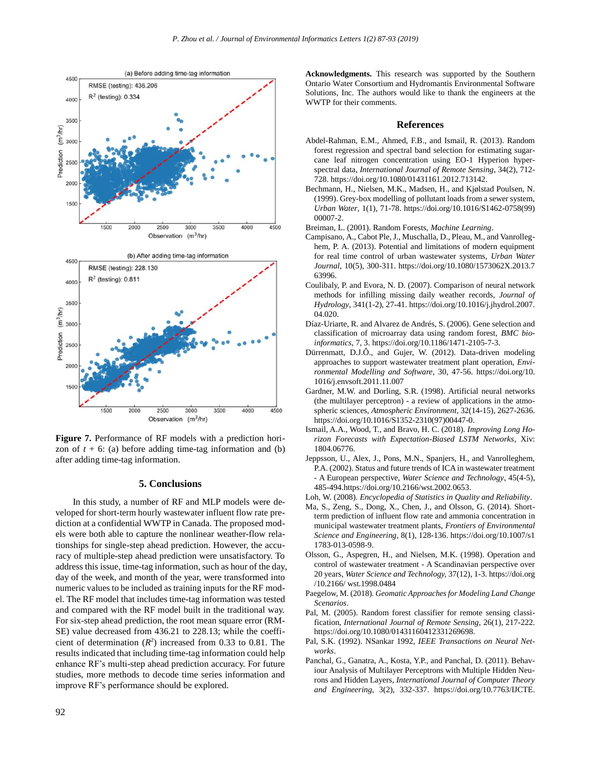Figure 7. Performance of RF models with a prediction horizon of $t + 6$: (a) before adding time-tag information and (b) after adding time-tag information.

## 5. Conclusions

In this study, a number of RF and MLP models were developed for short-term hourly wastewater influent flow rate prediction at a confidential WWTP in Canada. The proposed models were both able to capture the nonlinear weather-flow relationships for single-step ahead prediction. However, the accuracy of multiple-step ahead prediction were unsatisfactory. To address this issue, time-tag information, such as hour of the day, day of the week, and month of the year, were transformed into numeric values to be included as training inputs for the RF model. The RF model that includes time-tag information was tested and compared with the RF model built in the traditional way. For six-step ahead prediction, the root mean square error (RMSE) value decreased from 436.21 to 228.13; while the coefficient of determination ($R^2$) increased from 0.33 to 0.81. The results indicated that including time-tag information could help enhance RF's multi-step ahead prediction accuracy. For future studies, more methods to decode time series information and improve RF's performance should be explored.

**Acknowledgments.** This research was supported by the Southern Ontario Water Consortium and Hydromantis Environmental Software Solutions, Inc. The authors would like to thank the engineers at the WWTP for their comments.

## References

Abdel-Rahman, E.M., Ahmed, F.B., and Ismail, R. (2013). Random forest regression and spectral band selection for estimating sugarcane leaf nitrogen concentration using EO-1 Hyperion hyperspectral data, *International Journal of Remote Sensing*, 34(2), 712-728. https://doi.org/10.1080/01431161.2012.713142.

Bechmann, H., Nielsen, M.K., Madsen, H., and Kjølstad Poulsen, N. (1999). Grey-box modelling of pollutant loads from a sewer system, *Urban Water*, 1(1), 71-78. https://doi.org/10.1016/S1462-0758(99)00007-2.

Breiman, L. (2001). Random Forests, *Machine Learning*.

Campisano, A., Cabot Ple, J., Muschalla, D., Pleau, M., and Vanrolleghem, P. A. (2013). Potential and limitations of modern equipment for real time control of urban wastewater systems, *Urban Water Journal*, 10(5), 300-311. https://doi.org/10.1080/1573062X.2013.763996.

Coulibaly, P. and Evora, N. D. (2007). Comparison of neural network methods for infilling missing daily weather records, *Journal of Hydrology*, 341(1-2), 27-41. https://doi.org/10.1016/j.jhydrol.2007.04.020.

Díaz-Uriarte, R. and Alvarez de Andrés, S. (2006). Gene selection and classification of microarray data using random forest, *BMC bioinformatics*, 7, 3. https://doi.org/10.1186/1471-2105-7-3.

Dürrenmatt, D.J.Ô., and Gujer, W. (2012). Data-driven modeling approaches to support wastewater treatment plant operation, *Environmental Modelling and Software*, 30, 47-56. https://doi.org/10.1016/j.envsoft.2011.11.007

Gardner, M.W. and Dorling, S.R. (1998). Artificial neural networks (the multilayer perceptron) - a review of applications in the atmospheric sciences, *Atmospheric Environment*, 32(14-15), 2627-2636. https://doi.org/10.1016/S1352-2310(97)00447-0.

Ismail, A.A., Wood, T., and Bravo, H. C. (2018). *Improving Long Horizon Forecasts with Expectation-Biased LSTM Networks*, Xiv: 1804.06776.

Jeppsson, U., Alex, J., Pons, M.N., Spanjers, H., and Vanrolleghem, P.A. (2002). Status and future trends of ICA in wastewater treatment - A European perspective, *Water Science and Technology*, 45(4-5), 485-494.https://doi.org/10.2166/wst.2002.0653.

Loh, W. (2008). *Encyclopedia of Statistics in Quality and Reliability*.

Ma, S., Zeng, S., Dong, X., Chen, J., and Olsson, G. (2014). Short-term prediction of influent flow rate and ammonia concentration in municipal wastewater treatment plants, *Frontiers of Environmental Science and Engineering*, 8(1), 128-136. https://doi.org/10.1007/s11783-013-0598-9.

Olsson, G., Aspegren, H., and Nielsen, M.K. (1998). Operation and control of wastewater treatment - A Scandinavian perspective over 20 years, *Water Science and Technology*, 37(12), 1-3. https://doi.org/10.2166/ wst.1998.0484

Paegelow, M. (2018). *Geomatic Approaches for Modeling Land Change Scenarios*.

Pal, M. (2005). Random forest classifier for remote sensing classification, *International Journal of Remote Sensing*, 26(1), 217-222. https://doi.org/10.1080/01431160412331269698.

Pal, S.K. (1992). NSankar 1992, *IEEE Transactions on Neural Networks*.

Panchal, G., Ganatra, A., Kosta, Y.P., and Panchal, D. (2011). Behaviour Analysis of Multilayer Perceptrons with Multiple Hidden Neurons and Hidden Layers, *International Journal of Computer Theory and Engineering*, 3(2), 332-337. https://doi.org/10.7763/IJCTE.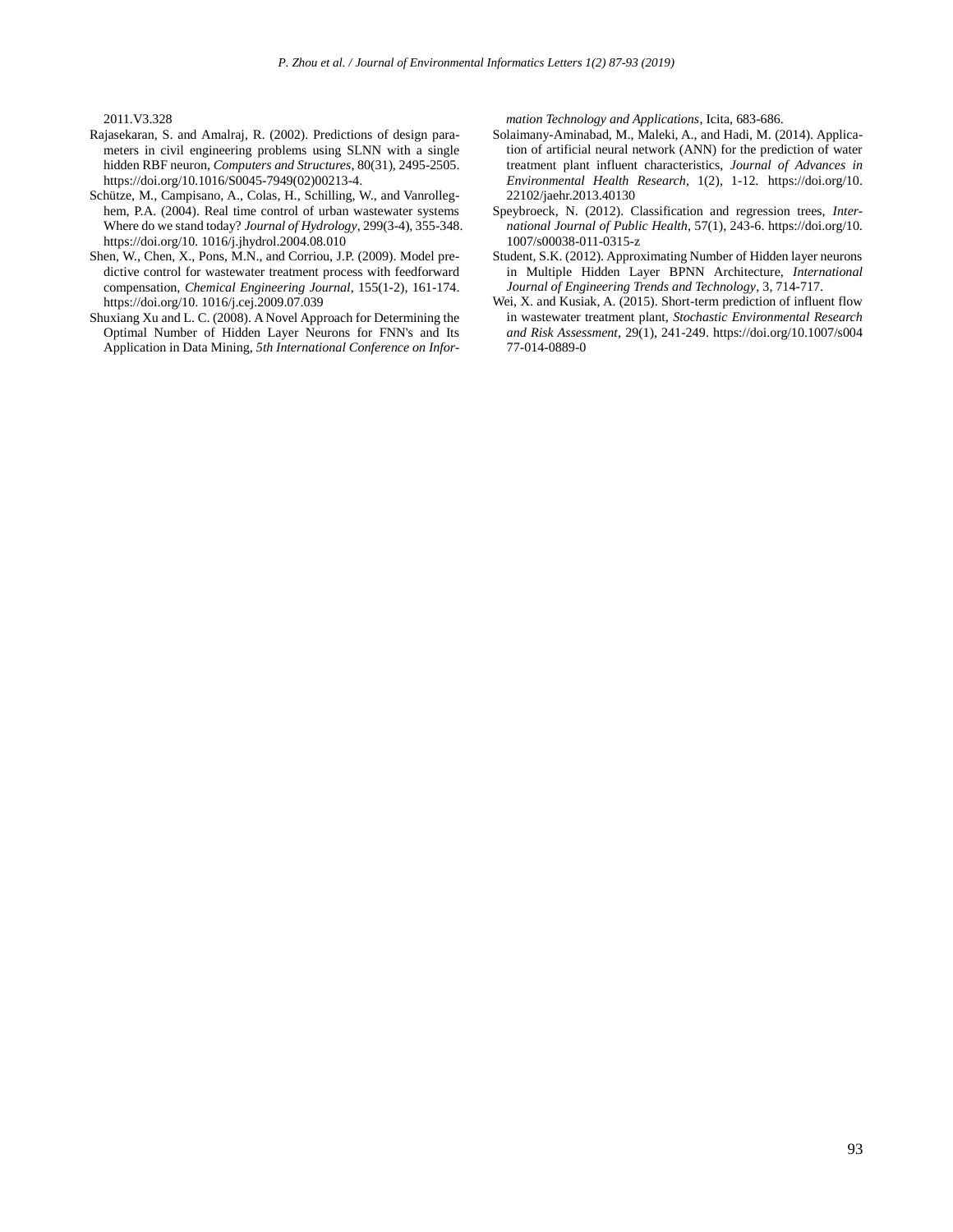2011.V3.328

Rajasekaran, S. and Amalraj, R. (2002). Predictions of design parameters in civil engineering problems using SLNN with a single hidden RBF neuron, *Computers and Structures*, 80(31), 2495-2505. https://doi.org/10.1016/S0045-7949(02)00213-4.

Schütze, M., Campisano, A., Colas, H., Schilling, W., and Vanrolleghem, P.A. (2004). Real time control of urban wastewater systems Where do we stand today? *Journal of Hydrology*, 299(3-4), 355-348. https://doi.org/10. 1016/j.jhydrol.2004.08.010

Shen, W., Chen, X., Pons, M.N., and Corriou, J.P. (2009). Model predictive control for wastewater treatment process with feedforward compensation, *Chemical Engineering Journal*, 155(1-2), 161-174. https://doi.org/10. 1016/j.cej.2009.07.039

Shuxiang Xu and L. C. (2008). A Novel Approach for Determining the Optimal Number of Hidden Layer Neurons for FNN's and Its Application in Data Mining, *5th International Conference on Information Technology and Applications*, Icita, 683-686.

Solaimany-Aminabad, M., Maleki, A., and Hadi, M. (2014). Application of artificial neural network (ANN) for the prediction of water treatment plant influent characteristics, *Journal of Advances in Environmental Health Research*, 1(2), 1-12. https://doi.org/10. 22102/jaehr.2013.40130

Speybroeck, N. (2012). Classification and regression trees, *International Journal of Public Health*, 57(1), 243-6. https://doi.org/10. 1007/s00038-011-0315-z

Student, S.K. (2012). Approximating Number of Hidden layer neurons in Multiple Hidden Layer BPNN Architecture, *International Journal of Engineering Trends and Technology*, 3, 714-717.

Wei, X. and Kusiak, A. (2015). Short-term prediction of influent flow in wastewater treatment plant, *Stochastic Environmental Research and Risk Assessment*, 29(1), 241-249. https://doi.org/10.1007/s00477-014-0889-0